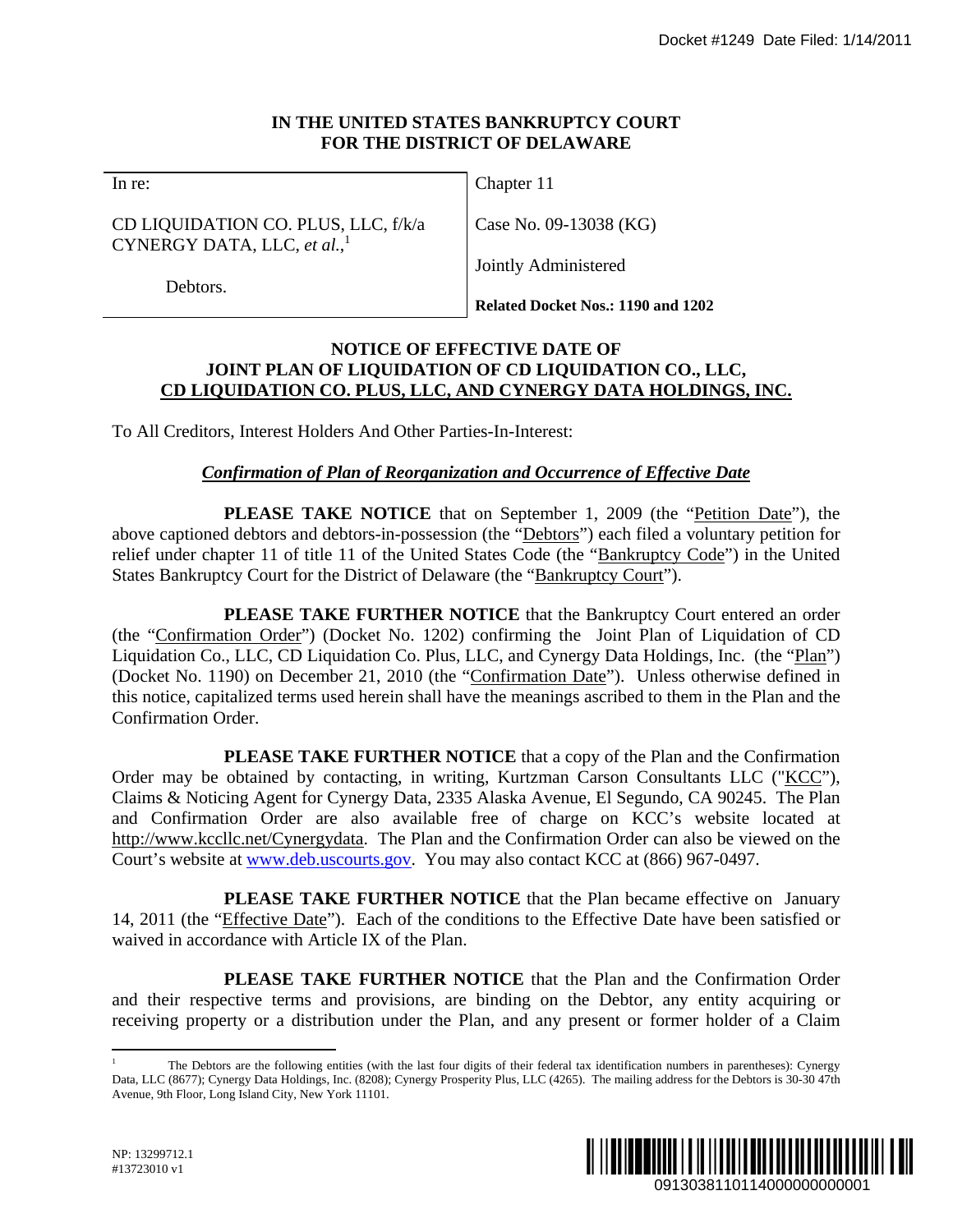Docket #1249 Date Filed: 1/14/2011

**IN THE UNITED STATES BANKRUPTCY COURT**
**FOR THE DISTRICT OF DELAWARE**

| In re: | Chapter 11 |
| --- | --- |
| CD LIQUIDATION CO. PLUS, LLC, f/k/a CYNERGY DATA, LLC, *et al.*,[1] | Case No. 09-13038 (KG) |
| | Jointly Administered |
| Debtors. | **Related Docket Nos.: 1190 and 1202** |

## NOTICE OF EFFECTIVE DATE OF JOINT PLAN OF LIQUIDATION OF CD LIQUIDATION CO., LLC, CD LIQUIDATION CO. PLUS, LLC, AND CYNERGY DATA HOLDINGS, INC.

To All Creditors, Interest Holders And Other Parties-In-Interest:

***Confirmation of Plan of Reorganization and Occurrence of Effective Date***

**PLEASE TAKE NOTICE** that on September 1, 2009 (the "Petition Date"), the above captioned debtors and debtors-in-possession (the "Debtors") each filed a voluntary petition for relief under chapter 11 of title 11 of the United States Code (the "Bankruptcy Code") in the United States Bankruptcy Court for the District of Delaware (the "Bankruptcy Court").

**PLEASE TAKE FURTHER NOTICE** that the Bankruptcy Court entered an order (the "Confirmation Order") (Docket No. 1202) confirming the Joint Plan of Liquidation of CD Liquidation Co., LLC, CD Liquidation Co. Plus, LLC, and Cynergy Data Holdings, Inc. (the "Plan") (Docket No. 1190) on December 21, 2010 (the "Confirmation Date"). Unless otherwise defined in this notice, capitalized terms used herein shall have the meanings ascribed to them in the Plan and the Confirmation Order.

**PLEASE TAKE FURTHER NOTICE** that a copy of the Plan and the Confirmation Order may be obtained by contacting, in writing, Kurtzman Carson Consultants LLC ("KCC"), Claims & Noticing Agent for Cynergy Data, 2335 Alaska Avenue, El Segundo, CA 90245. The Plan and Confirmation Order are also available free of charge on KCC's website located at http://www.kccllc.net/Cynergydata. The Plan and the Confirmation Order can also be viewed on the Court's website at www.deb.uscourts.gov. You may also contact KCC at (866) 967-0497.

**PLEASE TAKE FURTHER NOTICE** that the Plan became effective on January 14, 2011 (the "Effective Date"). Each of the conditions to the Effective Date have been satisfied or waived in accordance with Article IX of the Plan.

**PLEASE TAKE FURTHER NOTICE** that the Plan and the Confirmation Order and their respective terms and provisions, are binding on the Debtor, any entity acquiring or receiving property or a distribution under the Plan, and any present or former holder of a Claim

[1] The Debtors are the following entities (with the last four digits of their federal tax identification numbers in parentheses): Cynergy Data, LLC (8677); Cynergy Data Holdings, Inc. (8208); Cynergy Prosperity Plus, LLC (4265). The mailing address for the Debtors is 30-30 47th Avenue, 9th Floor, Long Island City, New York 11101.

NP: 13299712.1
#13723010 v1

0913038110114000000000001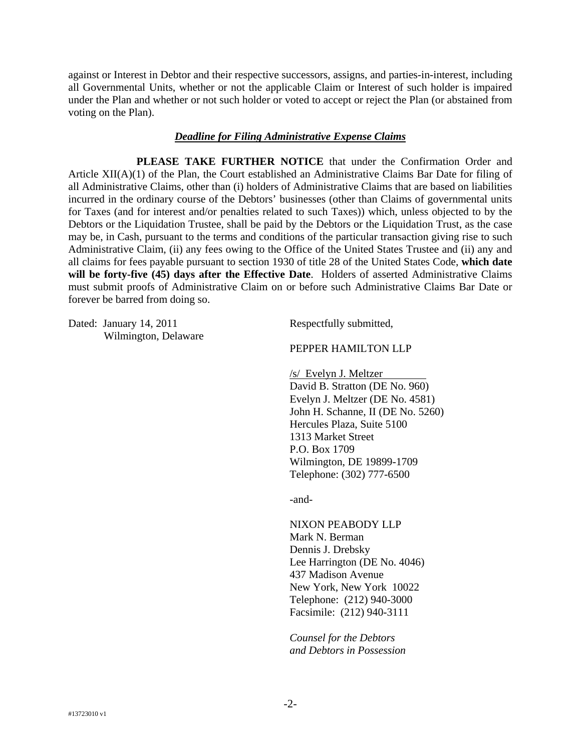against or Interest in Debtor and their respective successors, assigns, and parties-in-interest, including all Governmental Units, whether or not the applicable Claim or Interest of such holder is impaired under the Plan and whether or not such holder or voted to accept or reject the Plan (or abstained from voting on the Plan).

### ***Deadline for Filing Administrative Expense Claims***

**PLEASE TAKE FURTHER NOTICE** that under the Confirmation Order and Article XII(A)(1) of the Plan, the Court established an Administrative Claims Bar Date for filing of all Administrative Claims, other than (i) holders of Administrative Claims that are based on liabilities incurred in the ordinary course of the Debtors' businesses (other than Claims of governmental units for Taxes (and for interest and/or penalties related to such Taxes)) which, unless objected to by the Debtors or the Liquidation Trustee, shall be paid by the Debtors or the Liquidation Trust, as the case may be, in Cash, pursuant to the terms and conditions of the particular transaction giving rise to such Administrative Claim, (ii) any fees owing to the Office of the United States Trustee and (ii) any and all claims for fees payable pursuant to section 1930 of title 28 of the United States Code, **which date will be forty-five (45) days after the Effective Date**. Holders of asserted Administrative Claims must submit proofs of Administrative Claim on or before such Administrative Claims Bar Date or forever be barred from doing so.

Dated: January 14, 2011
Wilmington, Delaware

Respectfully submitted,

PEPPER HAMILTON LLP

/s/ Evelyn J. Meltzer
David B. Stratton (DE No. 960)
Evelyn J. Meltzer (DE No. 4581)
John H. Schanne, II (DE No. 5260)
Hercules Plaza, Suite 5100
1313 Market Street
P.O. Box 1709
Wilmington, DE 19899-1709
Telephone: (302) 777-6500

-and-

NIXON PEABODY LLP
Mark N. Berman
Dennis J. Drebsky
Lee Harrington (DE No. 4046)
437 Madison Avenue
New York, New York 10022
Telephone: (212) 940-3000
Facsimile: (212) 940-3111

*Counsel for the Debtors and Debtors in Possession*

#13723010 v1